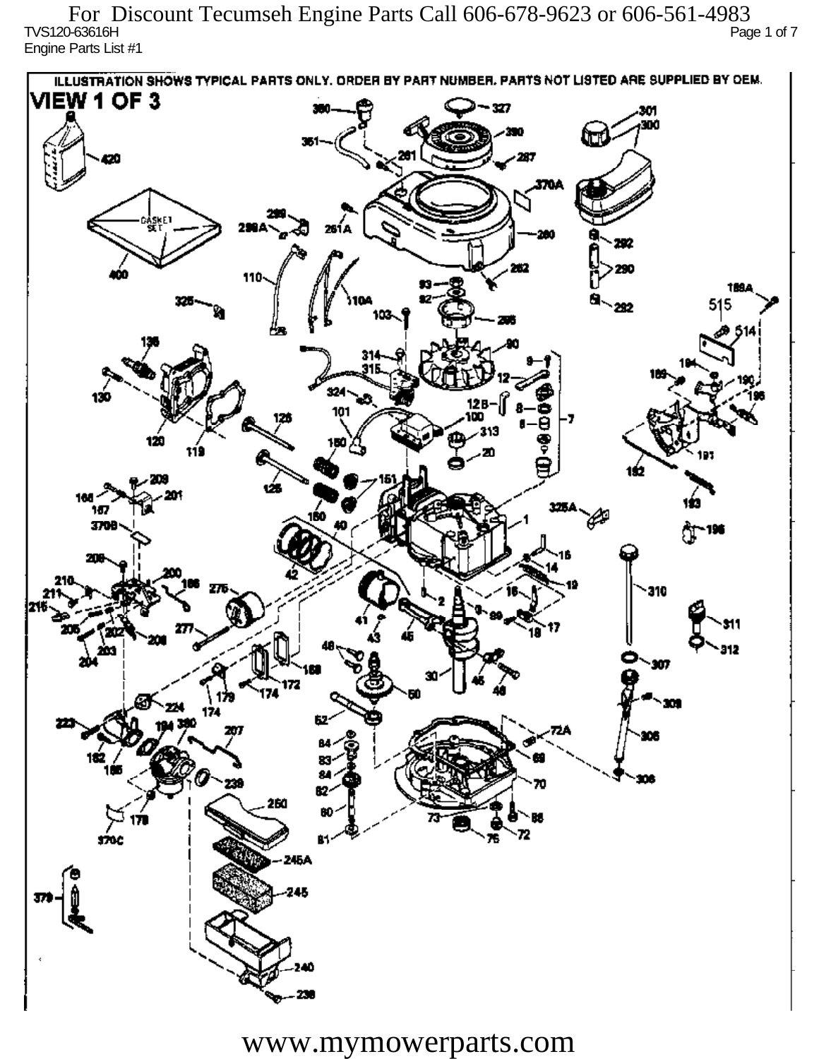For Discount Tecumseh Engine Parts Call 606-678-9623 or 606-561-4983

TVS120-63616H

Engine Parts List #1

ILLUSTRATION SHOWS TYPICAL PARTS ONLY. ORDER BY PART NUMBER. PARTS NOT LISTED ARE SUPPLIED BY OEM.

VIEW 1 OF 3

www.mymowerparts.com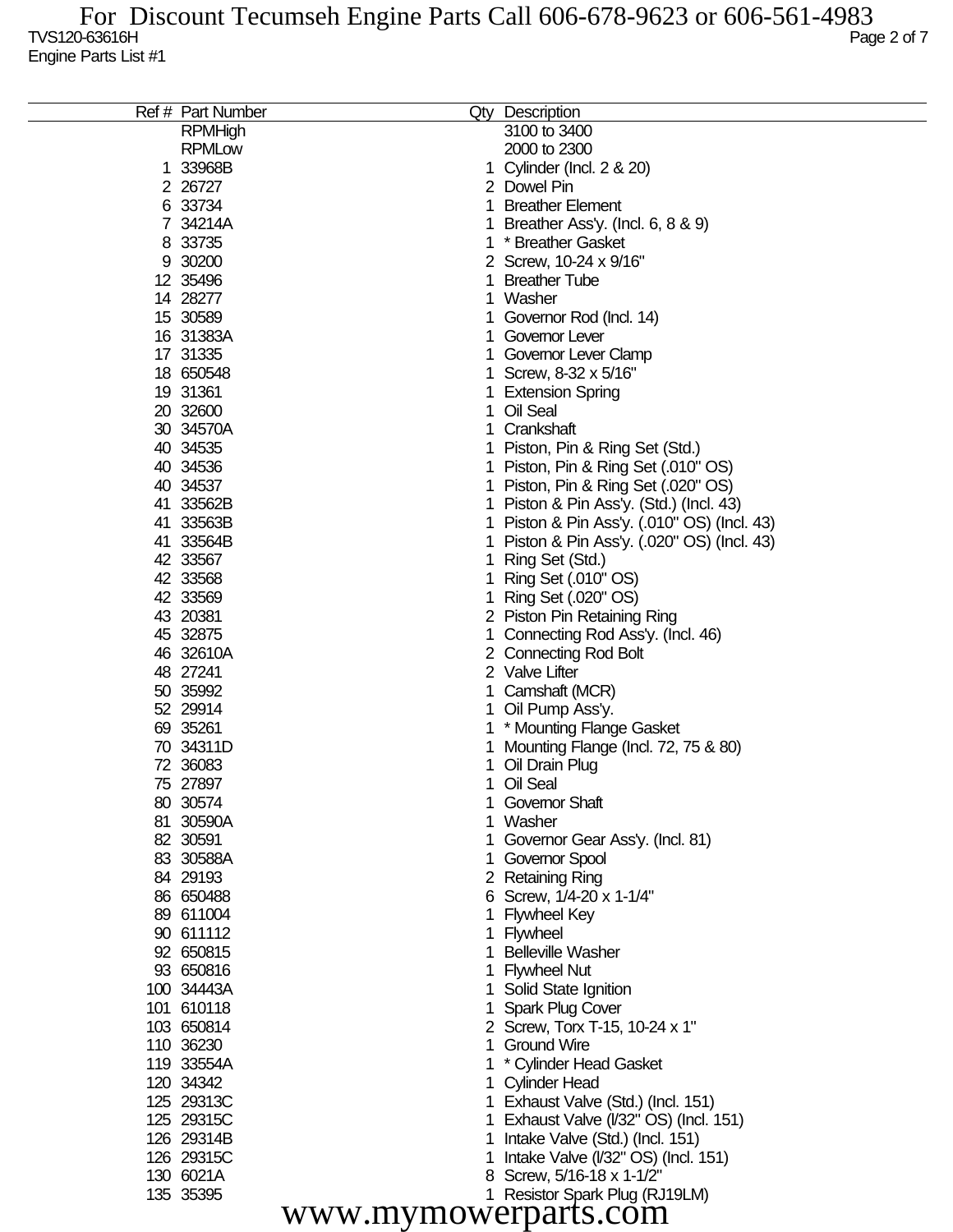| Ref # | Part Number | Qty | Description |
|---|---|---|---|
| | RPMHigh | | 3100 to 3400 |
| | RPMLow | | 2000 to 2300 |
| 1 | 33968B | 1 | Cylinder (Incl. 2 & 20) |
| 2 | 26727 | 2 | Dowel Pin |
| 6 | 33734 | 1 | Breather Element |
| 7 | 34214A | 1 | Breather Ass'y. (Incl. 6, 8 & 9) |
| 8 | 33735 | 1 | * Breather Gasket |
| 9 | 30200 | 2 | Screw, 10-24 x 9/16" |
| 12 | 35496 | 1 | Breather Tube |
| 14 | 28277 | 1 | Washer |
| 15 | 30589 | 1 | Governor Rod (Incl. 14) |
| 16 | 31383A | 1 | Governor Lever |
| 17 | 31335 | 1 | Governor Lever Clamp |
| 18 | 650548 | 1 | Screw, 8-32 x 5/16" |
| 19 | 31361 | 1 | Extension Spring |
| 20 | 32600 | 1 | Oil Seal |
| 30 | 34570A | 1 | Crankshaft |
| 40 | 34535 | 1 | Piston, Pin & Ring Set (Std.) |
| 40 | 34536 | 1 | Piston, Pin & Ring Set (.010" OS) |
| 40 | 34537 | 1 | Piston, Pin & Ring Set (.020" OS) |
| 41 | 33562B | 1 | Piston & Pin Ass'y. (Std.) (Incl. 43) |
| 41 | 33563B | 1 | Piston & Pin Ass'y. (.010" OS) (Incl. 43) |
| 41 | 33564B | 1 | Piston & Pin Ass'y. (.020" OS) (Incl. 43) |
| 42 | 33567 | 1 | Ring Set (Std.) |
| 42 | 33568 | 1 | Ring Set (.010" OS) |
| 42 | 33569 | 1 | Ring Set (.020" OS) |
| 43 | 20381 | 2 | Piston Pin Retaining Ring |
| 45 | 32875 | 1 | Connecting Rod Ass'y. (Incl. 46) |
| 46 | 32610A | 2 | Connecting Rod Bolt |
| 48 | 27241 | 2 | Valve Lifter |
| 50 | 35992 | 1 | Camshaft (MCR) |
| 52 | 29914 | 1 | Oil Pump Ass'y. |
| 69 | 35261 | 1 | * Mounting Flange Gasket |
| 70 | 34311D | 1 | Mounting Flange (Incl. 72, 75 & 80) |
| 72 | 36083 | 1 | Oil Drain Plug |
| 75 | 27897 | 1 | Oil Seal |
| 80 | 30574 | 1 | Governor Shaft |
| 81 | 30590A | 1 | Washer |
| 82 | 30591 | 1 | Governor Gear Ass'y. (Incl. 81) |
| 83 | 30588A | 1 | Governor Spool |
| 84 | 29193 | 2 | Retaining Ring |
| 86 | 650488 | 6 | Screw, 1/4-20 x 1-1/4" |
| 89 | 611004 | 1 | Flywheel Key |
| 90 | 611112 | 1 | Flywheel |
| 92 | 650815 | 1 | Belleville Washer |
| 93 | 650816 | 1 | Flywheel Nut |
| 100 | 34443A | 1 | Solid State Ignition |
| 101 | 610118 | 1 | Spark Plug Cover |
| 103 | 650814 | 2 | Screw, Torx T-15, 10-24 x 1" |
| 110 | 36230 | 1 | Ground Wire |
| 119 | 33554A | 1 | * Cylinder Head Gasket |
| 120 | 34342 | 1 | Cylinder Head |
| 125 | 29313C | 1 | Exhaust Valve (Std.) (Incl. 151) |
| 125 | 29315C | 1 | Exhaust Valve (l/32" OS) (Incl. 151) |
| 126 | 29314B | 1 | Intake Valve (Std.) (Incl. 151) |
| 126 | 29315C | 1 | Intake Valve (l/32" OS) (Incl. 151) |
| 130 | 6021A | 8 | Screw, 5/16-18 x 1-1/2" |
| 135 | 35395 | 1 | Resistor Spark Plug (RJ19LM) |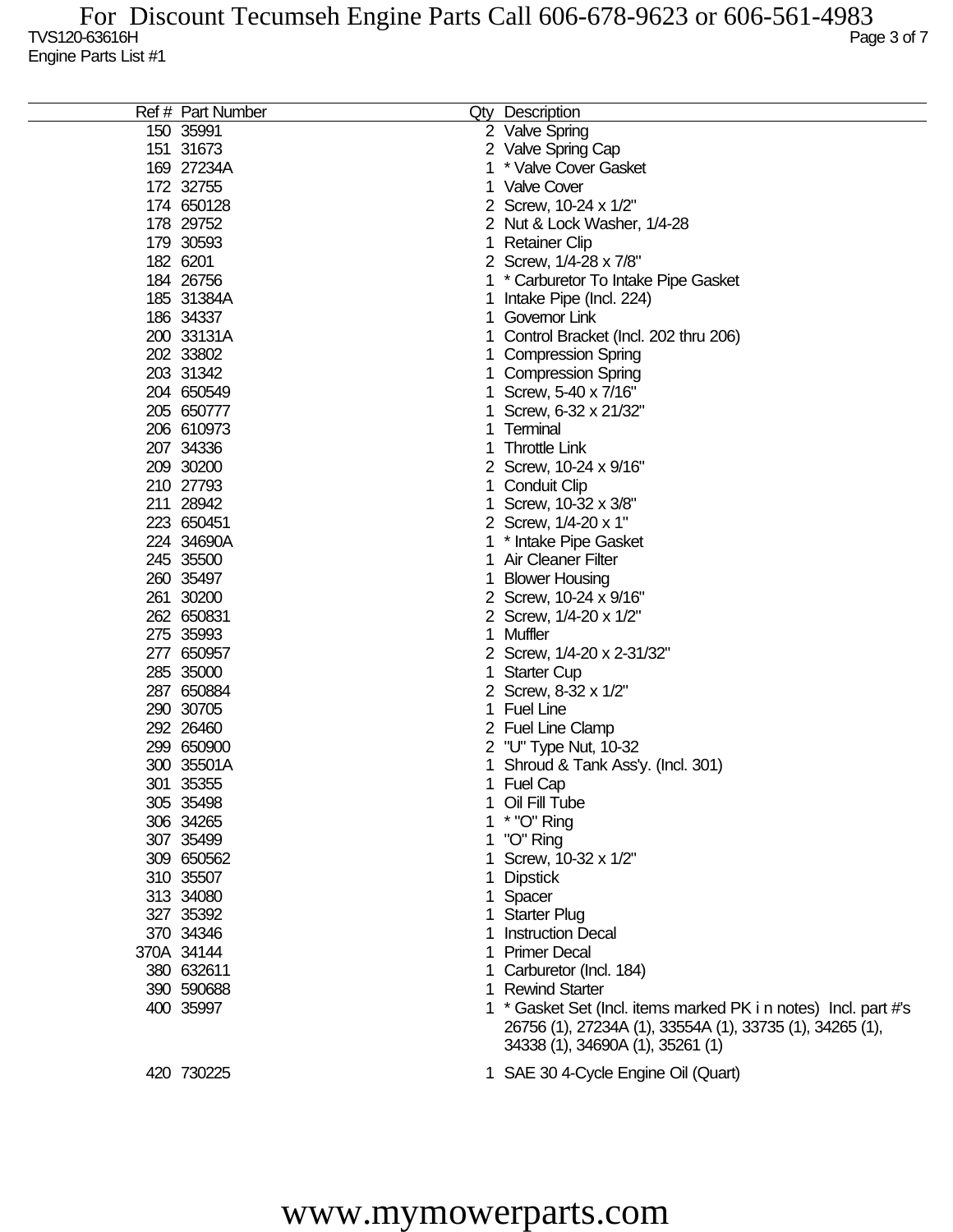| Ref # | Part Number | Qty | Description |
|---|---|---|---|
| 150 | 35991 | 2 | Valve Spring |
| 151 | 31673 | 2 | Valve Spring Cap |
| 169 | 27234A | 1 | * Valve Cover Gasket |
| 172 | 32755 | 1 | Valve Cover |
| 174 | 650128 | 2 | Screw, 10-24 x 1/2" |
| 178 | 29752 | 2 | Nut & Lock Washer, 1/4-28 |
| 179 | 30593 | 1 | Retainer Clip |
| 182 | 6201 | 2 | Screw, 1/4-28 x 7/8" |
| 184 | 26756 | 1 | * Carburetor To Intake Pipe Gasket |
| 185 | 31384A | 1 | Intake Pipe (Incl. 224) |
| 186 | 34337 | 1 | Governor Link |
| 200 | 33131A | 1 | Control Bracket (Incl. 202 thru 206) |
| 202 | 33802 | 1 | Compression Spring |
| 203 | 31342 | 1 | Compression Spring |
| 204 | 650549 | 1 | Screw, 5-40 x 7/16" |
| 205 | 650777 | 1 | Screw, 6-32 x 21/32" |
| 206 | 610973 | 1 | Terminal |
| 207 | 34336 | 1 | Throttle Link |
| 209 | 30200 | 2 | Screw, 10-24 x 9/16" |
| 210 | 27793 | 1 | Conduit Clip |
| 211 | 28942 | 1 | Screw, 10-32 x 3/8" |
| 223 | 650451 | 2 | Screw, 1/4-20 x 1" |
| 224 | 34690A | 1 | * Intake Pipe Gasket |
| 245 | 35500 | 1 | Air Cleaner Filter |
| 260 | 35497 | 1 | Blower Housing |
| 261 | 30200 | 2 | Screw, 10-24 x 9/16" |
| 262 | 650831 | 2 | Screw, 1/4-20 x 1/2" |
| 275 | 35993 | 1 | Muffler |
| 277 | 650957 | 2 | Screw, 1/4-20 x 2-31/32" |
| 285 | 35000 | 1 | Starter Cup |
| 287 | 650884 | 2 | Screw, 8-32 x 1/2" |
| 290 | 30705 | 1 | Fuel Line |
| 292 | 26460 | 2 | Fuel Line Clamp |
| 299 | 650900 | 2 | "U" Type Nut, 10-32 |
| 300 | 35501A | 1 | Shroud & Tank Ass'y. (Incl. 301) |
| 301 | 35355 | 1 | Fuel Cap |
| 305 | 35498 | 1 | Oil Fill Tube |
| 306 | 34265 | 1 | * "O" Ring |
| 307 | 35499 | 1 | "O" Ring |
| 309 | 650562 | 1 | Screw, 10-32 x 1/2" |
| 310 | 35507 | 1 | Dipstick |
| 313 | 34080 | 1 | Spacer |
| 327 | 35392 | 1 | Starter Plug |
| 370 | 34346 | 1 | Instruction Decal |
| 370A | 34144 | 1 | Primer Decal |
| 380 | 632611 | 1 | Carburetor (Incl. 184) |
| 390 | 590688 | 1 | Rewind Starter |
| 400 | 35997 | 1 | * Gasket Set (Incl. items marked PK i n notes) Incl. part #'s 26756 (1), 27234A (1), 33554A (1), 33735 (1), 34265 (1), 34338 (1), 34690A (1), 35261 (1) |
| 420 | 730225 | 1 | SAE 30 4-Cycle Engine Oil (Quart) |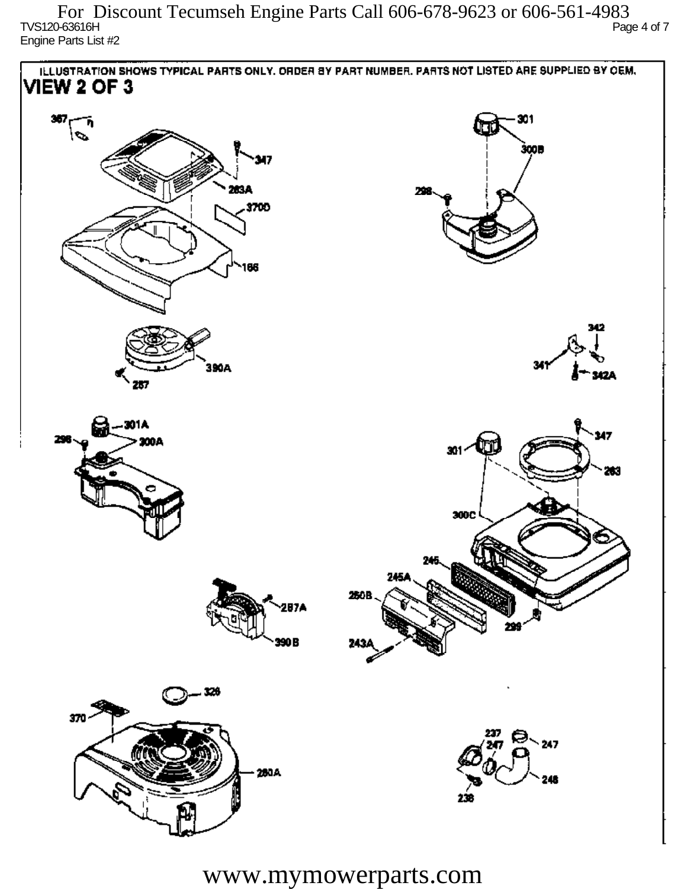ILLUSTRATION SHOWS TYPICAL PARTS ONLY. ORDER BY PART NUMBER. PARTS NOT LISTED ARE SUPPLIED BY OEM.

## VIEW 2 OF 3

367 283A 347 370D 166 301 300B 298 390A 287 342 341 342A 301A 298 300A 301 347 283 300C 245 245A 250B 298 287A 390B 243A 326 370 280A 237 247 247 246 238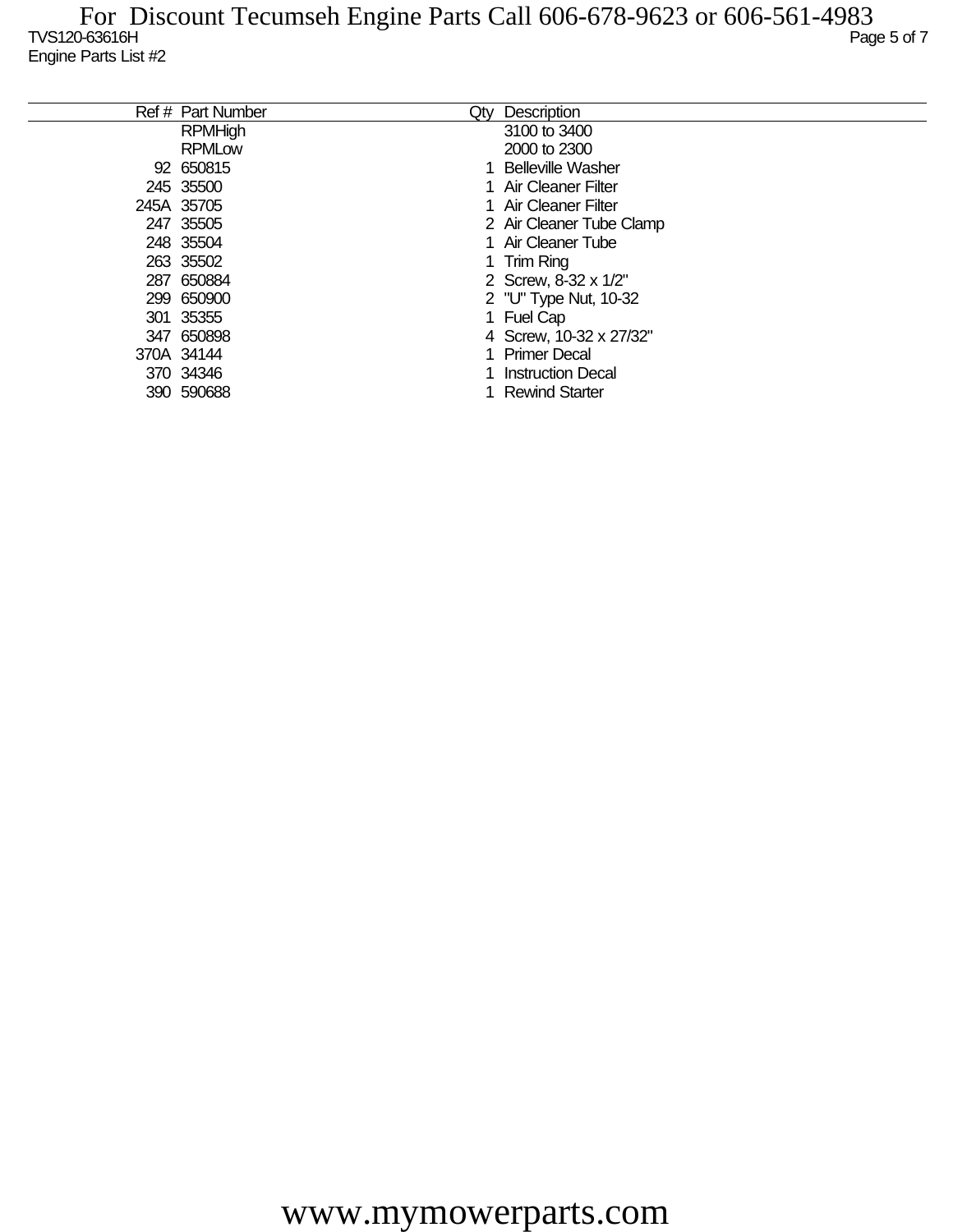For Discount Tecumseh Engine Parts Call 606-678-9623 or 606-561-4983

TVS120-63616H

Engine Parts List #2

| Ref # | Part Number | Qty | Description |
|---|---|---|---|
| | RPMHigh | | 3100 to 3400 |
| | RPMLow | | 2000 to 2300 |
| 92 | 650815 | 1 | Belleville Washer |
| 245 | 35500 | 1 | Air Cleaner Filter |
| 245A | 35705 | 1 | Air Cleaner Filter |
| 247 | 35505 | 2 | Air Cleaner Tube Clamp |
| 248 | 35504 | 1 | Air Cleaner Tube |
| 263 | 35502 | 1 | Trim Ring |
| 287 | 650884 | 2 | Screw, 8-32 x 1/2" |
| 299 | 650900 | 2 | "U" Type Nut, 10-32 |
| 301 | 35355 | 1 | Fuel Cap |
| 347 | 650898 | 4 | Screw, 10-32 x 27/32" |
| 370A | 34144 | 1 | Primer Decal |
| 370 | 34346 | 1 | Instruction Decal |
| 390 | 590688 | 1 | Rewind Starter |

www.mymowerparts.com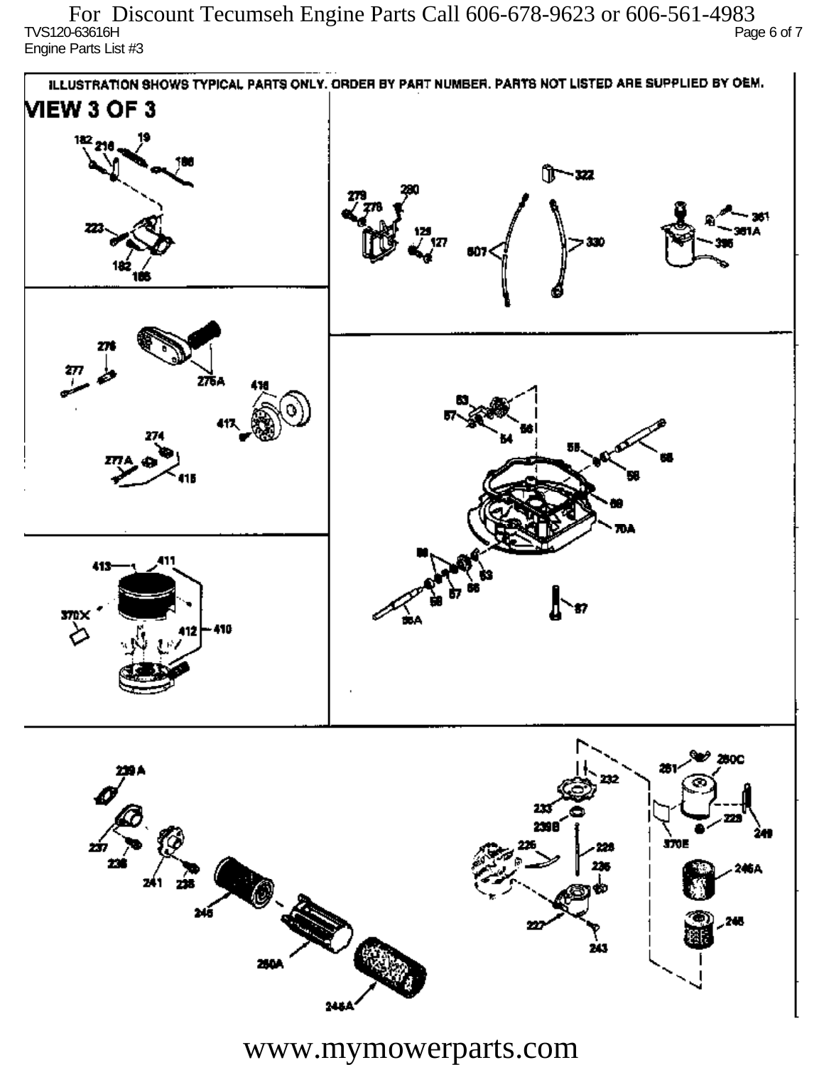ILLUSTRATION SHOWS TYPICAL PARTS ONLY. ORDER BY PART NUMBER. PARTS NOT LISTED ARE SUPPLIED BY OEM.

# VIEW 3 OF 3

182 216 19 186 223 182 185

322 279 280 278 129 127 607 330 361 361A 395

276 277 275A 416 417 274 277A 415

63 57 54 56 55 58 68 69 70A 58 57 56 63 58 58A 87

413 411 370X 412 410

239 A 237 236 241 235 245 250A 246A

232 233 239B 226 228 235 227 243 261 250C 370E 229 249 246A 246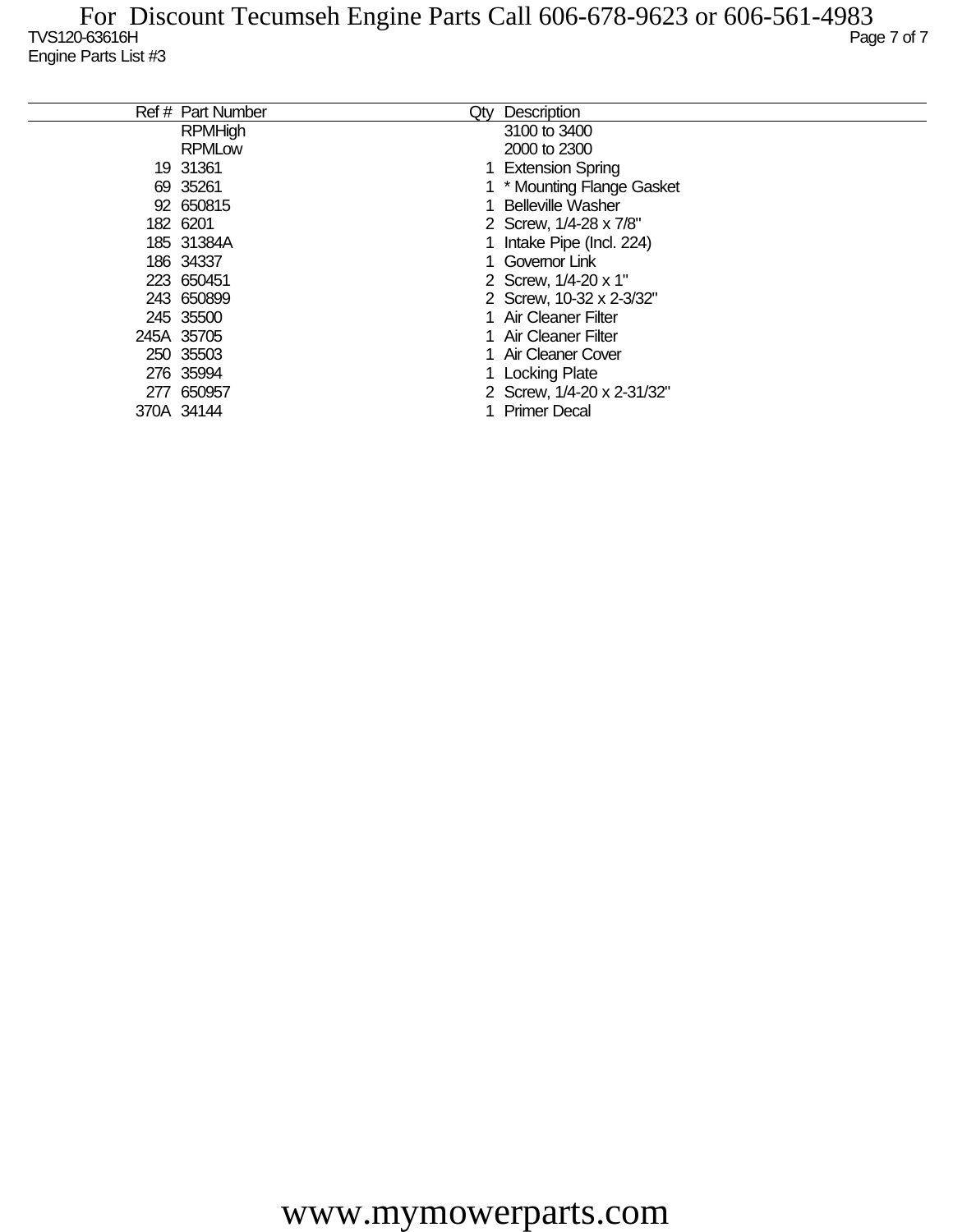| Ref # | Part Number | Qty | Description |
|---|---|---|---|
| | RPMHigh | | 3100 to 3400 |
| | RPMLow | | 2000 to 2300 |
| 19 | 31361 | 1 | Extension Spring |
| 69 | 35261 | 1 | * Mounting Flange Gasket |
| 92 | 650815 | 1 | Belleville Washer |
| 182 | 6201 | 2 | Screw, 1/4-28 x 7/8" |
| 185 | 31384A | 1 | Intake Pipe (Incl. 224) |
| 186 | 34337 | 1 | Governor Link |
| 223 | 650451 | 2 | Screw, 1/4-20 x 1" |
| 243 | 650899 | 2 | Screw, 10-32 x 2-3/32" |
| 245 | 35500 | 1 | Air Cleaner Filter |
| 245A | 35705 | 1 | Air Cleaner Filter |
| 250 | 35503 | 1 | Air Cleaner Cover |
| 276 | 35994 | 1 | Locking Plate |
| 277 | 650957 | 2 | Screw, 1/4-20 x 2-31/32" |
| 370A | 34144 | 1 | Primer Decal |